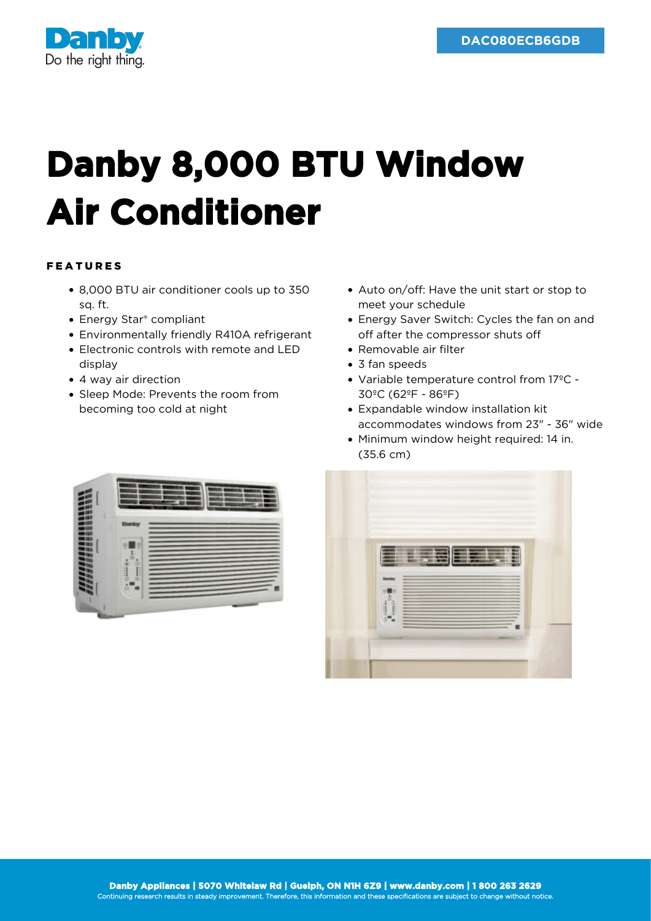DAC080ECB6GDB

# Danby 8,000 BTU Window Air Conditioner

## FEATURES

- 8,000 BTU air conditioner cools up to 350 sq. ft.
- Energy Star® compliant
- Environmentally friendly R410A refrigerant
- Electronic controls with remote and LED display
- 4 way air direction
- Sleep Mode: Prevents the room from becoming too cold at night
- Auto on/off: Have the unit start or stop to meet your schedule
- Energy Saver Switch: Cycles the fan on and off after the compressor shuts off
- Removable air filter
- 3 fan speeds
- Variable temperature control from 17ºC - 30ºC (62ºF - 86ºF)
- Expandable window installation kit accommodates windows from 23" - 36" wide
- Minimum window height required: 14 in. (35.6 cm)

**Danby Appliances | 5070 Whitelaw Rd | Guelph, ON N1H 6Z9 | www.danby.com | 1 800 263 2629**
Continuing research results in steady improvement. Therefore, this information and these specifications are subject to change without notice.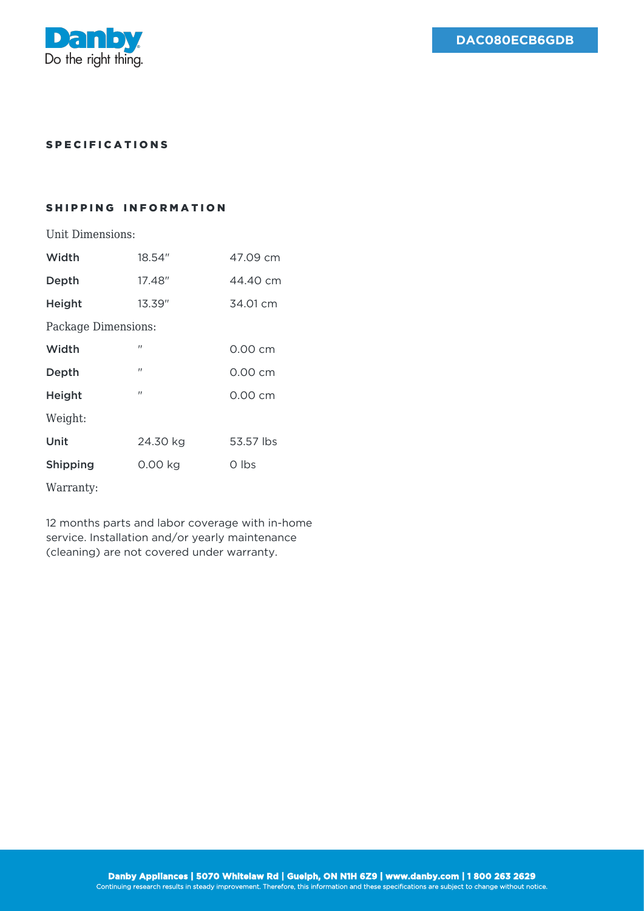DAC080ECB6GDB

## SPECIFICATIONS

### SHIPPING INFORMATION

Unit Dimensions:

| | | |
|---|---|---|
| **Width** | 18.54" | 47.09 cm |
| **Depth** | 17.48" | 44.40 cm |
| **Height** | 13.39" | 34.01 cm |

Package Dimensions:

| | | |
|---|---|---|
| **Width** | " | 0.00 cm |
| **Depth** | " | 0.00 cm |
| **Height** | " | 0.00 cm |

Weight:

| | | |
|---|---|---|
| **Unit** | 24.30 kg | 53.57 lbs |
| **Shipping** | 0.00 kg | 0 lbs |

Warranty:

12 months parts and labor coverage with in-home service. Installation and/or yearly maintenance (cleaning) are not covered under warranty.

**Danby Appliances | 5070 Whitelaw Rd | Guelph, ON N1H 6Z9 | www.danby.com | 1 800 263 2629**
Continuing research results in steady improvement. Therefore, this information and these specifications are subject to change without notice.